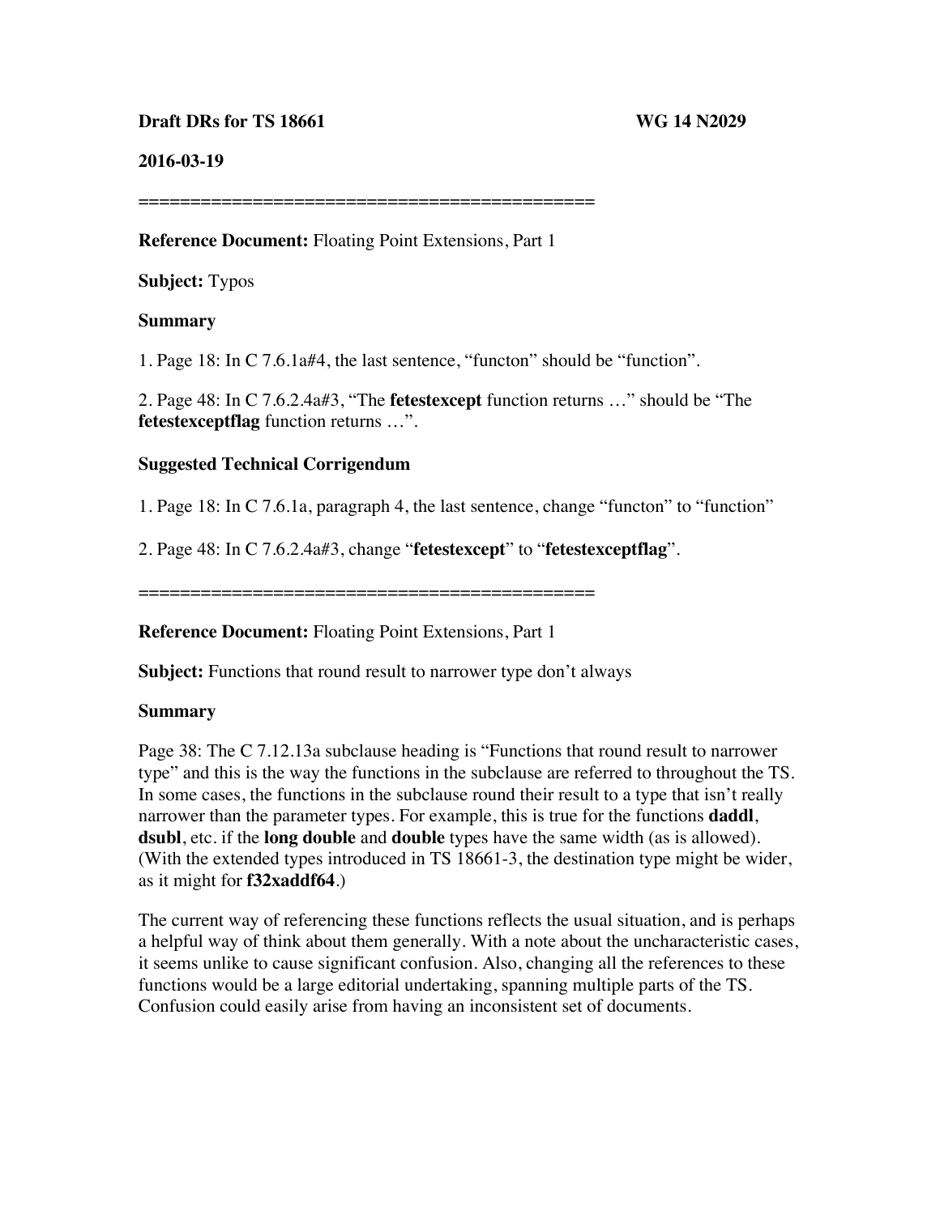**Draft DRs for TS 18661** **WG 14 N2029**

**2016-03-19**

============================================

**Reference Document:** Floating Point Extensions, Part 1

**Subject:** Typos

**Summary**

1. Page 18: In C 7.6.1a#4, the last sentence, "functon" should be "function".

2. Page 48: In C 7.6.2.4a#3, "The **fetestexcept** function returns …" should be "The **fetestexceptflag** function returns …".

**Suggested Technical Corrigendum**

1. Page 18: In C 7.6.1a, paragraph 4, the last sentence, change "functon" to "function"

2. Page 48: In C 7.6.2.4a#3, change "**fetestexcept**" to "**fetestexceptflag**".

============================================

**Reference Document:** Floating Point Extensions, Part 1

**Subject:** Functions that round result to narrower type don't always

**Summary**

Page 38: The C 7.12.13a subclause heading is "Functions that round result to narrower type" and this is the way the functions in the subclause are referred to throughout the TS. In some cases, the functions in the subclause round their result to a type that isn't really narrower than the parameter types. For example, this is true for the functions **daddl**, **dsubl**, etc. if the **long double** and **double** types have the same width (as is allowed). (With the extended types introduced in TS 18661-3, the destination type might be wider, as it might for **f32xaddf64**.)

The current way of referencing these functions reflects the usual situation, and is perhaps a helpful way of think about them generally. With a note about the uncharacteristic cases, it seems unlike to cause significant confusion. Also, changing all the references to these functions would be a large editorial undertaking, spanning multiple parts of the TS. Confusion could easily arise from having an inconsistent set of documents.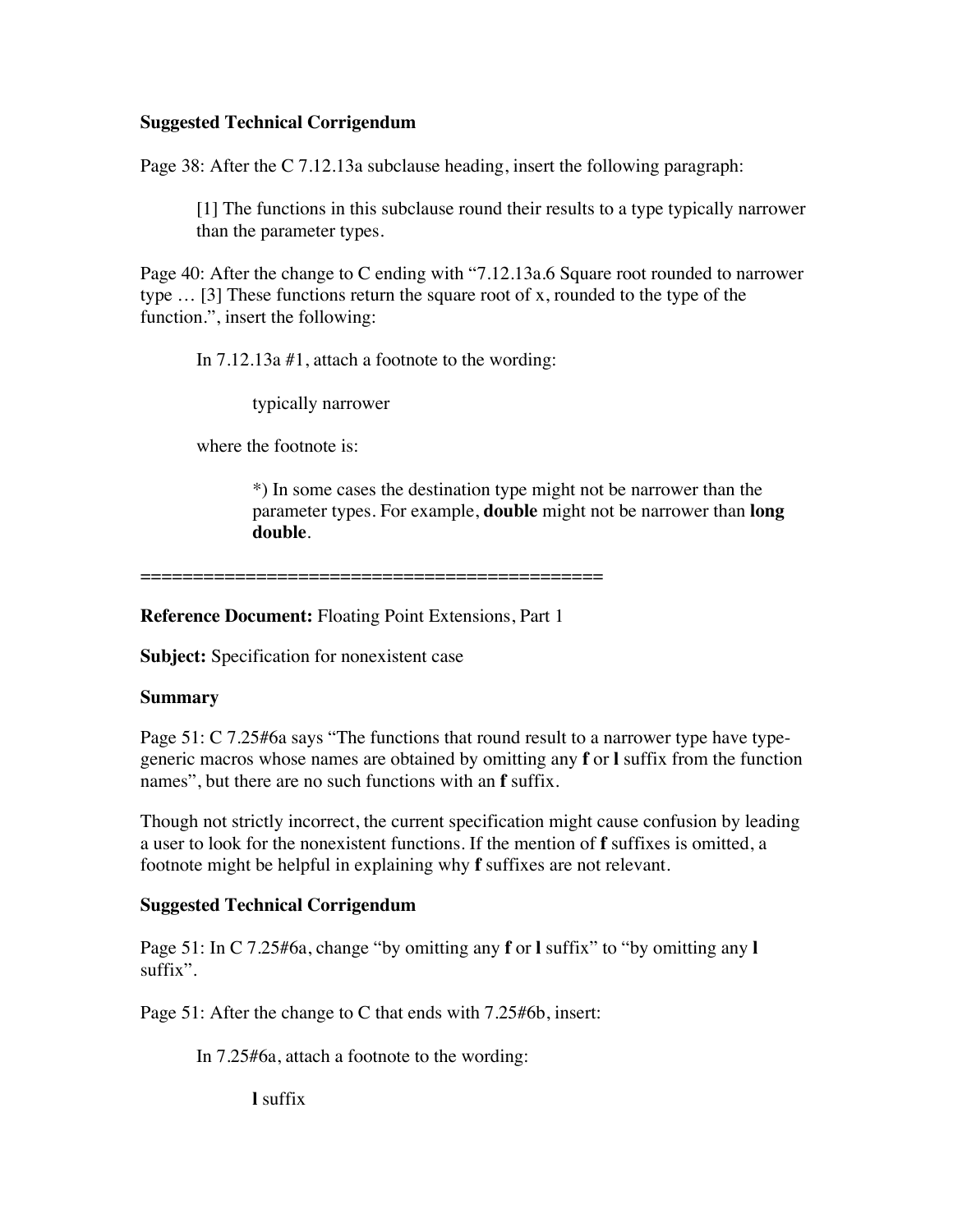**Suggested Technical Corrigendum**

Page 38: After the C 7.12.13a subclause heading, insert the following paragraph:

> [1] The functions in this subclause round their results to a type typically narrower than the parameter types.

Page 40: After the change to C ending with "7.12.13a.6 Square root rounded to narrower type … [3] These functions return the square root of x, rounded to the type of the function.", insert the following:

> In 7.12.13a #1, attach a footnote to the wording:
>
> > typically narrower
>
> where the footnote is:
>
> > *) In some cases the destination type might not be narrower than the parameter types. For example, **double** might not be narrower than **long double**.

============================================

**Reference Document:** Floating Point Extensions, Part 1

**Subject:** Specification for nonexistent case

**Summary**

Page 51: C 7.25#6a says "The functions that round result to a narrower type have type-generic macros whose names are obtained by omitting any **f** or **l** suffix from the function names", but there are no such functions with an **f** suffix.

Though not strictly incorrect, the current specification might cause confusion by leading a user to look for the nonexistent functions. If the mention of **f** suffixes is omitted, a footnote might be helpful in explaining why **f** suffixes are not relevant.

**Suggested Technical Corrigendum**

Page 51: In C 7.25#6a, change "by omitting any **f** or **l** suffix" to "by omitting any **l** suffix".

Page 51: After the change to C that ends with 7.25#6b, insert:

> In 7.25#6a, attach a footnote to the wording:
>
> > **l** suffix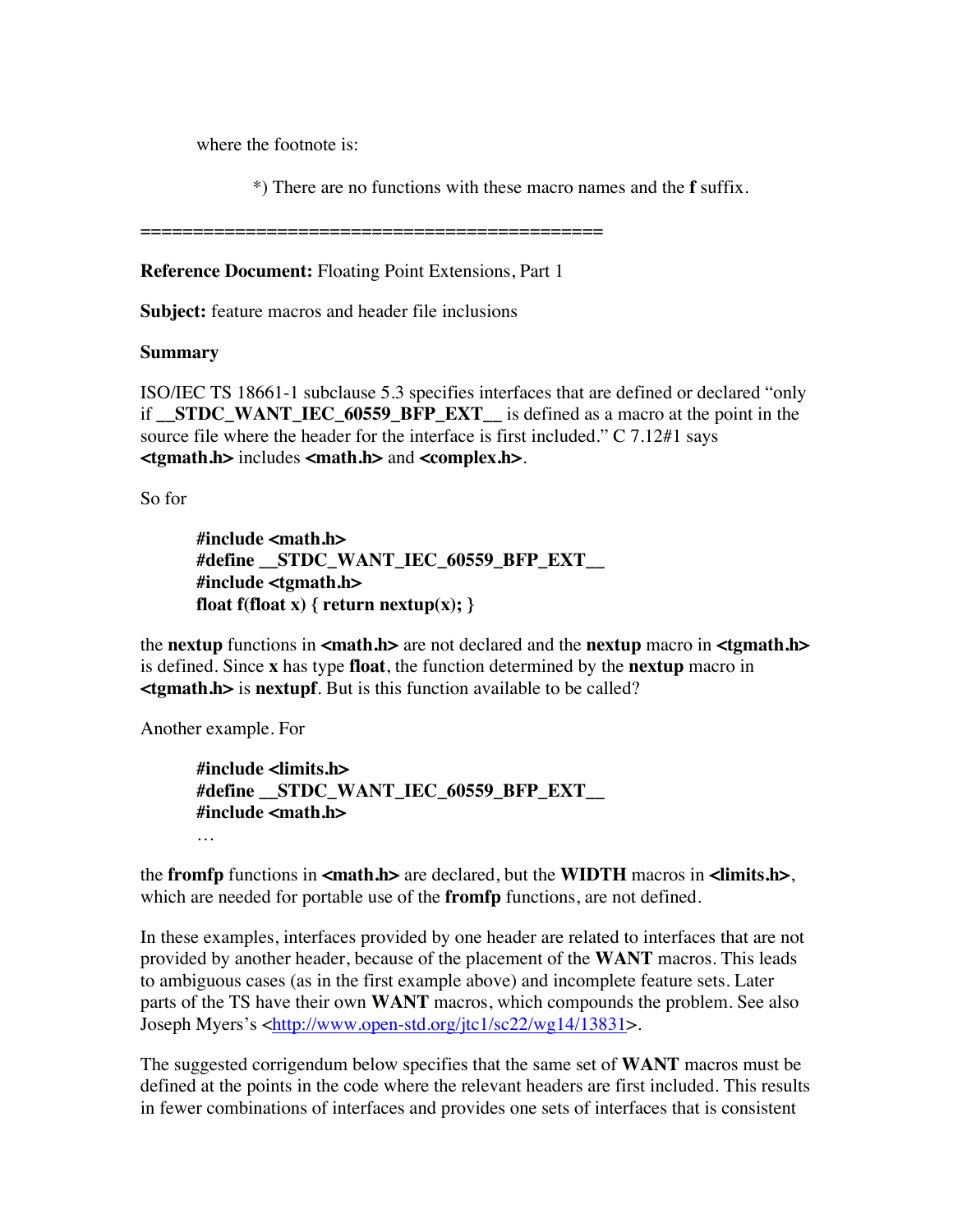where the footnote is:

*) There are no functions with these macro names and the **f** suffix.

============================================

**Reference Document:** Floating Point Extensions, Part 1

**Subject:** feature macros and header file inclusions

**Summary**

ISO/IEC TS 18661-1 subclause 5.3 specifies interfaces that are defined or declared "only if **__STDC_WANT_IEC_60559_BFP_EXT__** is defined as a macro at the point in the source file where the header for the interface is first included." C 7.12#1 says **<tgmath.h>** includes **<math.h>** and **<complex.h>**.

So for

```
#include <math.h>
#define __STDC_WANT_IEC_60559_BFP_EXT__
#include <tgmath.h>
float f(float x) { return nextup(x); }
```

the **nextup** functions in **<math.h>** are not declared and the **nextup** macro in **<tgmath.h>** is defined. Since **x** has type **float**, the function determined by the **nextup** macro in **<tgmath.h>** is **nextupf**. But is this function available to be called?

Another example. For

```
#include <limits.h>
#define __STDC_WANT_IEC_60559_BFP_EXT__
#include <math.h>
…
```

the **fromfp** functions in **<math.h>** are declared, but the **WIDTH** macros in **<limits.h>**, which are needed for portable use of the **fromfp** functions, are not defined.

In these examples, interfaces provided by one header are related to interfaces that are not provided by another header, because of the placement of the **WANT** macros. This leads to ambiguous cases (as in the first example above) and incomplete feature sets. Later parts of the TS have their own **WANT** macros, which compounds the problem. See also Joseph Myers's <http://www.open-std.org/jtc1/sc22/wg14/13831>.

The suggested corrigendum below specifies that the same set of **WANT** macros must be defined at the points in the code where the relevant headers are first included. This results in fewer combinations of interfaces and provides one sets of interfaces that is consistent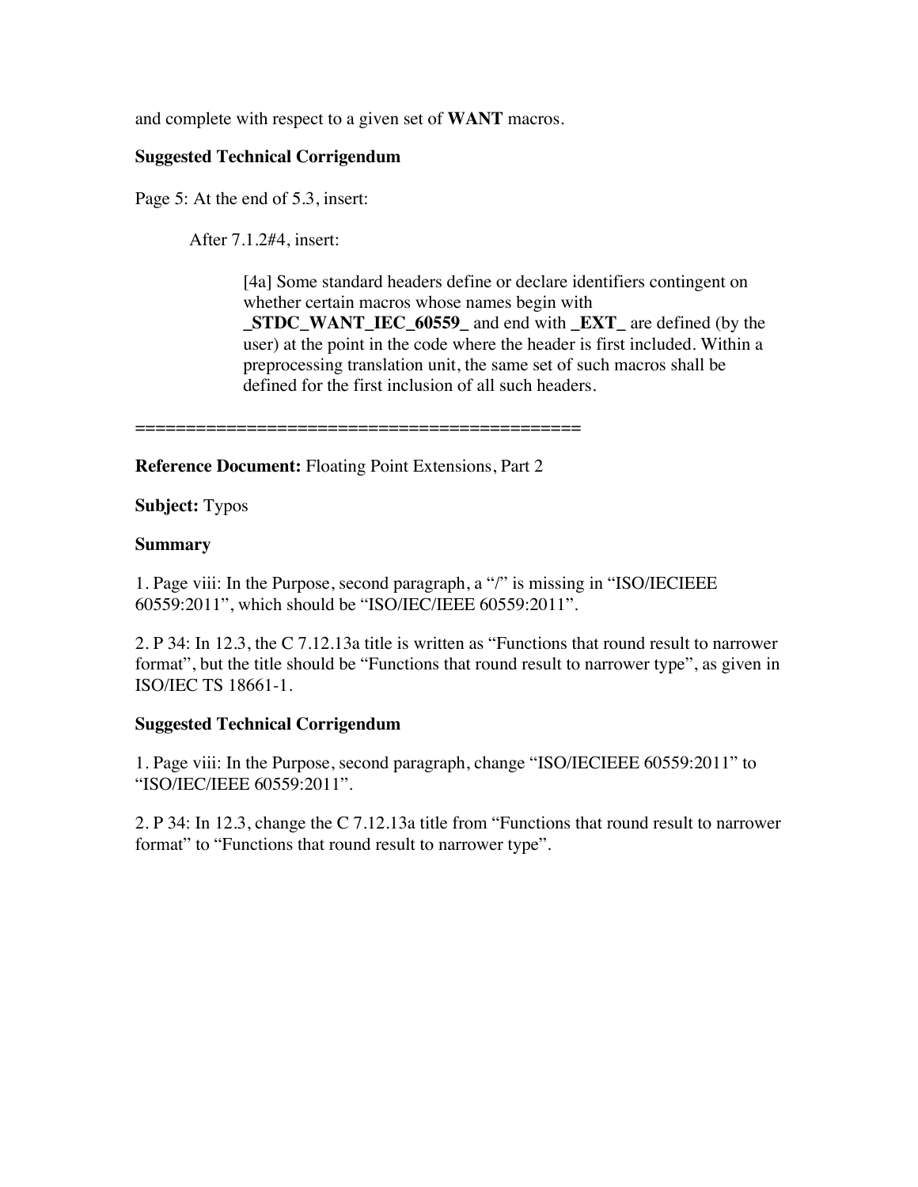and complete with respect to a given set of **WANT** macros.

**Suggested Technical Corrigendum**

Page 5: At the end of 5.3, insert:

> After 7.1.2#4, insert:
>
> > [4a] Some standard headers define or declare identifiers contingent on whether certain macros whose names begin with **_STDC_WANT_IEC_60559_** and end with **_EXT_** are defined (by the user) at the point in the code where the header is first included. Within a preprocessing translation unit, the same set of such macros shall be defined for the first inclusion of all such headers.

============================================

**Reference Document:** Floating Point Extensions, Part 2

**Subject:** Typos

**Summary**

1. Page viii: In the Purpose, second paragraph, a "/" is missing in "ISO/IECIEEE 60559:2011", which should be "ISO/IEC/IEEE 60559:2011".

2. P 34: In 12.3, the C 7.12.13a title is written as "Functions that round result to narrower format", but the title should be "Functions that round result to narrower type", as given in ISO/IEC TS 18661-1.

**Suggested Technical Corrigendum**

1. Page viii: In the Purpose, second paragraph, change "ISO/IECIEEE 60559:2011" to "ISO/IEC/IEEE 60559:2011".

2. P 34: In 12.3, change the C 7.12.13a title from "Functions that round result to narrower format" to "Functions that round result to narrower type".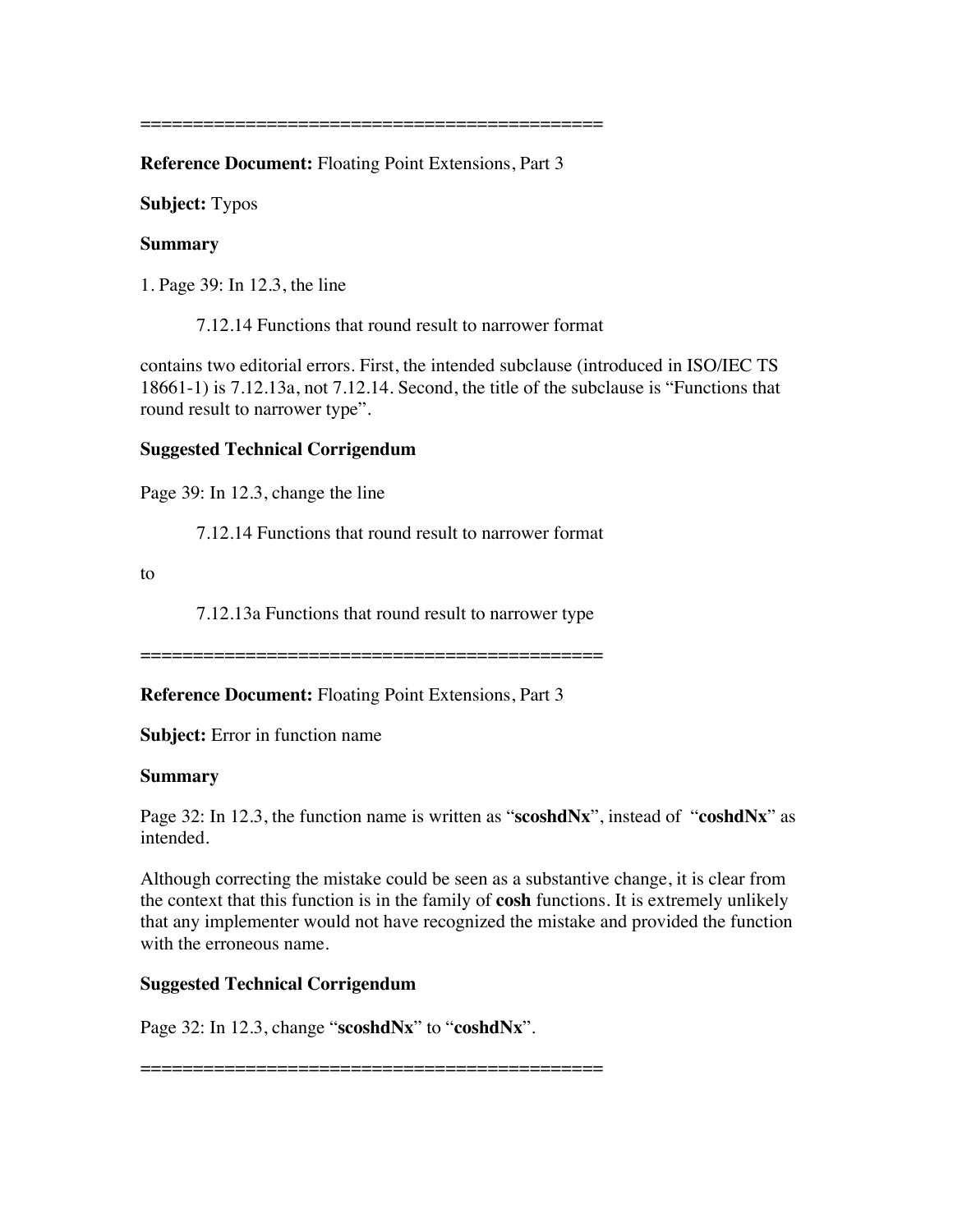=============================================

**Reference Document:** Floating Point Extensions, Part 3

**Subject:** Typos

**Summary**

1. Page 39: In 12.3, the line

    7.12.14 Functions that round result to narrower format

contains two editorial errors. First, the intended subclause (introduced in ISO/IEC TS 18661-1) is 7.12.13a, not 7.12.14. Second, the title of the subclause is "Functions that round result to narrower type".

**Suggested Technical Corrigendum**

Page 39: In 12.3, change the line

    7.12.14 Functions that round result to narrower format

to

    7.12.13a Functions that round result to narrower type

=============================================

**Reference Document:** Floating Point Extensions, Part 3

**Subject:** Error in function name

**Summary**

Page 32: In 12.3, the function name is written as "**scoshdNx**", instead of "**coshdNx**" as intended.

Although correcting the mistake could be seen as a substantive change, it is clear from the context that this function is in the family of **cosh** functions. It is extremely unlikely that any implementer would not have recognized the mistake and provided the function with the erroneous name.

**Suggested Technical Corrigendum**

Page 32: In 12.3, change "**scoshdNx**" to "**coshdNx**".

=============================================